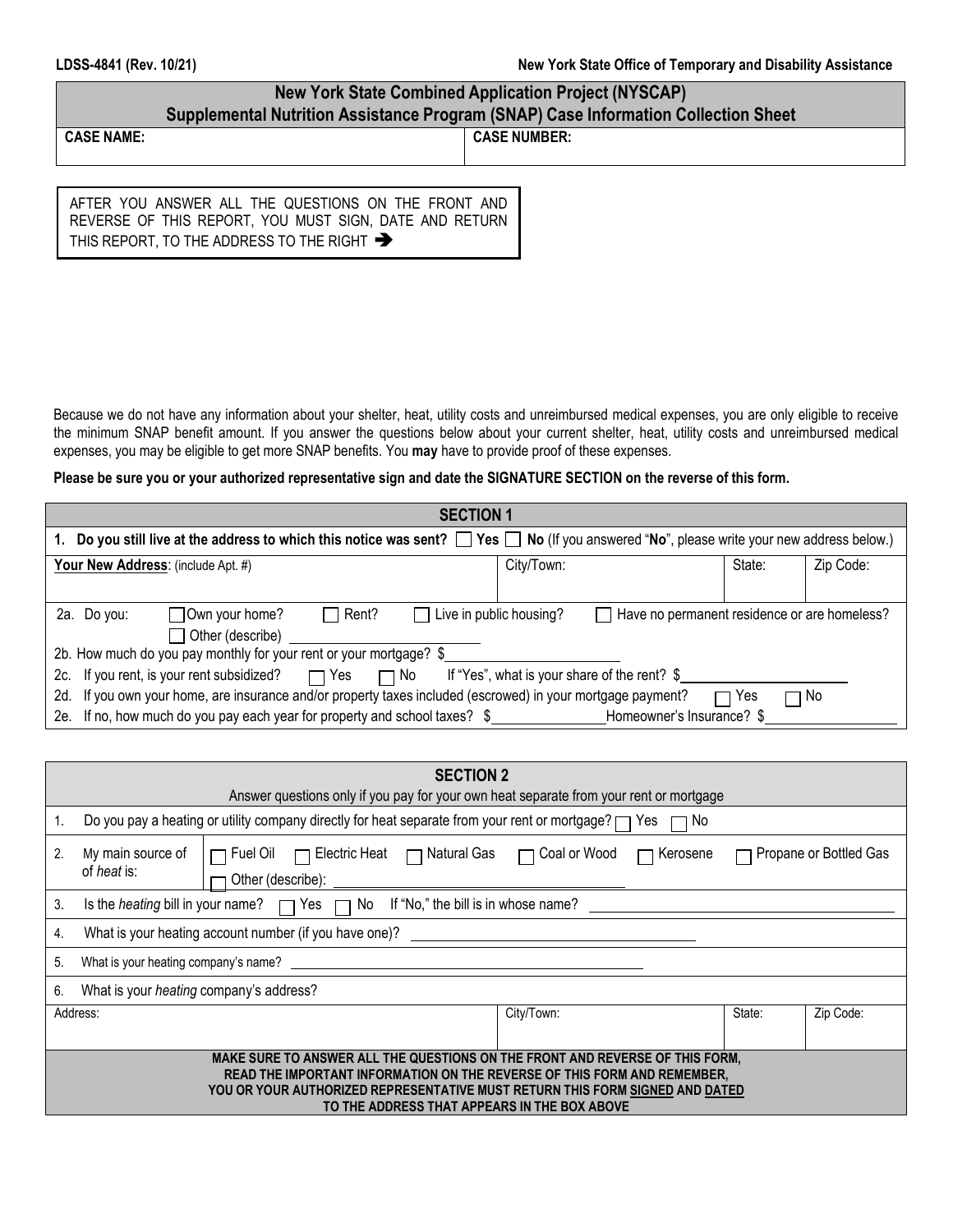LDSS-4841 (Rev. 10/21) New York State Office of Temporary and Disability Assistance

## New York State Combined Application Project (NYSCAP)
## Supplemental Nutrition Assistance Program (SNAP) Case Information Collection Sheet

| CASE NAME: | CASE NUMBER: |
|---|---|

AFTER YOU ANSWER ALL THE QUESTIONS ON THE FRONT AND REVERSE OF THIS REPORT, YOU MUST SIGN, DATE AND RETURN THIS REPORT, TO THE ADDRESS TO THE RIGHT ➔

Because we do not have any information about your shelter, heat, utility costs and unreimbursed medical expenses, you are only eligible to receive the minimum SNAP benefit amount. If you answer the questions below about your current shelter, heat, utility costs and unreimbursed medical expenses, you may be eligible to get more SNAP benefits. You **may** have to provide proof of these expenses.

**Please be sure you or your authorized representative sign and date the SIGNATURE SECTION on the reverse of this form.**

### SECTION 1

**1. Do you still live at the address to which this notice was sent?** ☐ **Yes** ☐ **No** (If you answered "**No**", please write your new address below.)

| **Your New Address**: (include Apt. #) | City/Town: | State: | Zip Code: |
|---|---|---|---|
| | | | |

2a. Do you: ☐ Own your home? ☐ Rent? ☐ Live in public housing? ☐ Have no permanent residence or are homeless? ☐ Other (describe) ____________

2b. How much do you pay monthly for your rent or your mortgage? $____________

2c. If you rent, is your rent subsidized? ☐ Yes ☐ No If "Yes", what is your share of the rent? $____________

2d. If you own your home, are insurance and/or property taxes included (escrowed) in your mortgage payment? ☐ Yes ☐ No

2e. If no, how much do you pay each year for property and school taxes? $____________ Homeowner's Insurance? $____________

### SECTION 2

Answer questions only if you pay for your own heat separate from your rent or mortgage

1. Do you pay a heating or utility company directly for heat separate from your rent or mortgage? ☐ Yes ☐ No
2. My main source of of *heat* is: ☐ Fuel Oil ☐ Electric Heat ☐ Natural Gas ☐ Coal or Wood ☐ Kerosene ☐ Propane or Bottled Gas ☐ Other (describe): ____________
3. Is the *heating* bill in your name? ☐ Yes ☐ No If "No," the bill is in whose name? ____________
4. What is your heating account number (if you have one)? ____________
5. What is your heating company's name? ____________
6. What is your *heating* company's address?

| Address: | City/Town: | State: | Zip Code: |
|---|---|---|---|
| | | | |

**MAKE SURE TO ANSWER ALL THE QUESTIONS ON THE FRONT AND REVERSE OF THIS FORM, READ THE IMPORTANT INFORMATION ON THE REVERSE OF THIS FORM AND REMEMBER, YOU OR YOUR AUTHORIZED REPRESENTATIVE MUST RETURN THIS FORM SIGNED AND DATED TO THE ADDRESS THAT APPEARS IN THE BOX ABOVE**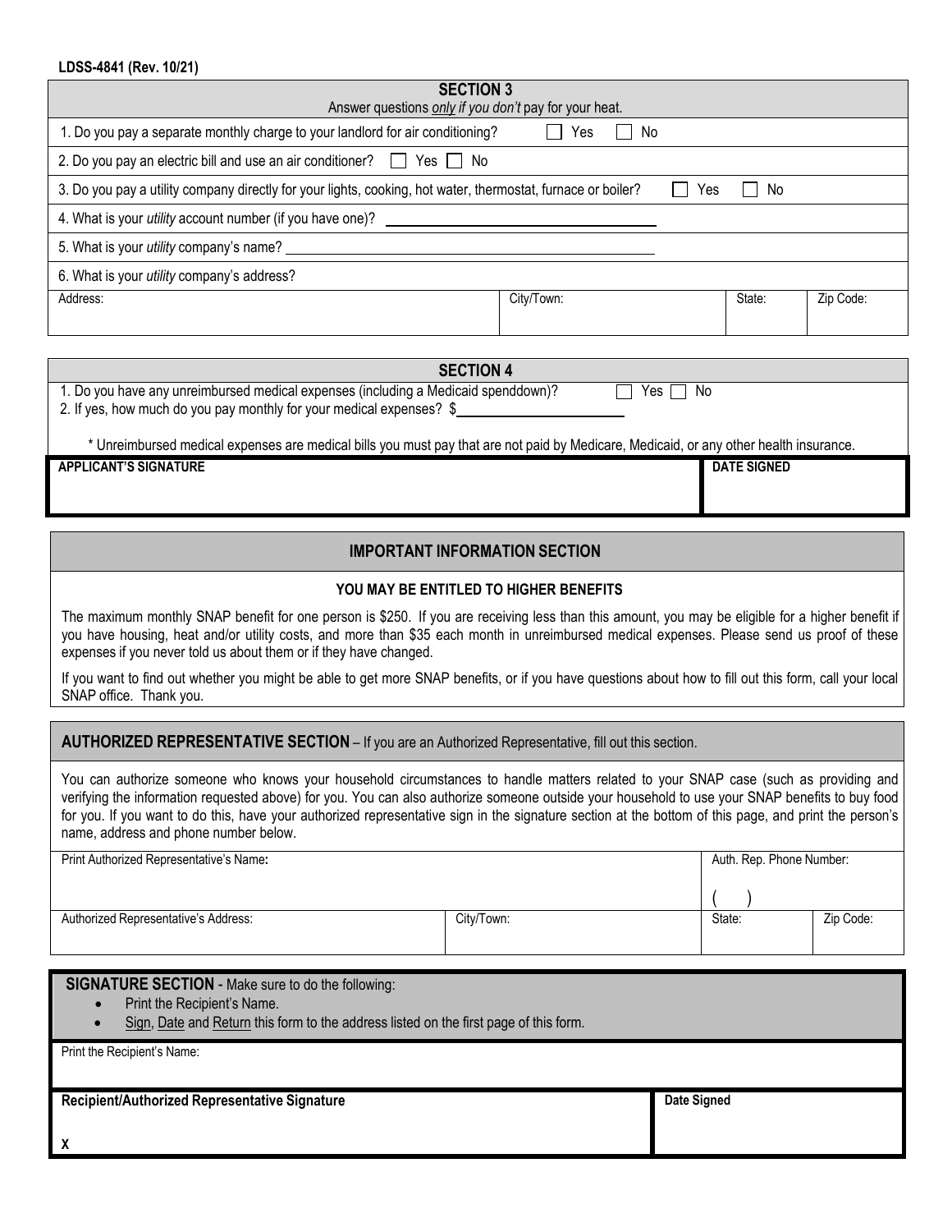LDSS-4841 (Rev. 10/21)

## SECTION 3

Answer questions *only if you don't* pay for your heat.

1. Do you pay a separate monthly charge to your landlord for air conditioning? ☐ Yes ☐ No
2. Do you pay an electric bill and use an air conditioner? ☐ Yes ☐ No
3. Do you pay a utility company directly for your lights, cooking, hot water, thermostat, furnace or boiler? ☐ Yes ☐ No
4. What is your *utility* account number (if you have one)? ______________________
5. What is your *utility* company's name? ______________________
6. What is your *utility* company's address?

| Address: | City/Town: | State: | Zip Code: |
|---|---|---|---|
| | | | |

## SECTION 4

1. Do you have any unreimbursed medical expenses (including a Medicaid spenddown)? ☐ Yes ☐ No
2. If yes, how much do you pay monthly for your medical expenses? $______________

\* Unreimbursed medical expenses are medical bills you must pay that are not paid by Medicare, Medicaid, or any other health insurance.

| APPLICANT'S SIGNATURE | DATE SIGNED |
|---|---|
| | |

## IMPORTANT INFORMATION SECTION

### YOU MAY BE ENTITLED TO HIGHER BENEFITS

The maximum monthly SNAP benefit for one person is $250. If you are receiving less than this amount, you may be eligible for a higher benefit if you have housing, heat and/or utility costs, and more than $35 each month in unreimbursed medical expenses. Please send us proof of these expenses if you never told us about them or if they have changed.

If you want to find out whether you might be able to get more SNAP benefits, or if you have questions about how to fill out this form, call your local SNAP office. Thank you.

## AUTHORIZED REPRESENTATIVE SECTION – If you are an Authorized Representative, fill out this section.

You can authorize someone who knows your household circumstances to handle matters related to your SNAP case (such as providing and verifying the information requested above) for you. You can also authorize someone outside your household to use your SNAP benefits to buy food for you. If you want to do this, have your authorized representative sign in the signature section at the bottom of this page, and print the person's name, address and phone number below.

| Print Authorized Representative's Name: | | Auth. Rep. Phone Number: ( ) | |
|---|---|---|---|
| Authorized Representative's Address: | City/Town: | State: | Zip Code: |

## SIGNATURE SECTION - Make sure to do the following:

- Print the Recipient's Name.
- Sign, Date and Return this form to the address listed on the first page of this form.

Print the Recipient's Name:

| Recipient/Authorized Representative Signature | Date Signed |
|---|---|
| X | |